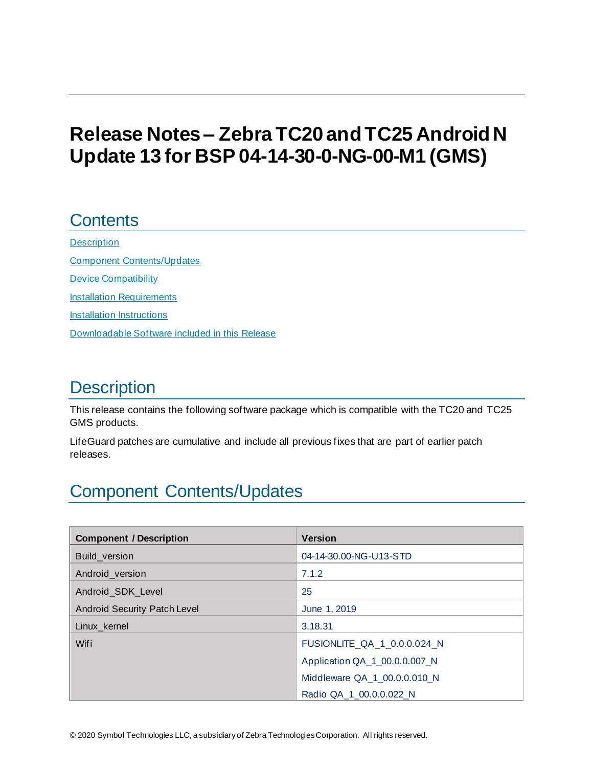# Release Notes – Zebra TC20 and TC25 Android N Update 13 for BSP 04-14-30-0-NG-00-M1 (GMS)

## Contents

[Description](#description)

[Component Contents/Updates](#component-contentsupdates)

[Device Compatibility](#device-compatibility)

[Installation Requirements](#installation-requirements)

[Installation Instructions](#installation-instructions)

[Downloadable Software included in this Release](#downloadable-software-included-in-this-release)

## Description

This release contains the following software package which is compatible with the TC20 and TC25 GMS products.

LifeGuard patches are cumulative and include all previous fixes that are part of earlier patch releases.

## Component Contents/Updates

| Component / Description | Version |
| --- | --- |
| Build_version | 04-14-30.00-NG-U13-STD |
| Android_version | 7.1.2 |
| Android_SDK_Level | 25 |
| Android Security Patch Level | June 1, 2019 |
| Linux_kernel | 3.18.31 |
| Wifi | FUSIONLITE_QA_1_0.0.0.024_N<br>Application QA_1_00.0.0.007_N<br>Middleware QA_1_00.0.0.010_N<br>Radio QA_1_00.0.0.022_N |

© 2020 Symbol Technologies LLC, a subsidiary of Zebra Technologies Corporation. All rights reserved.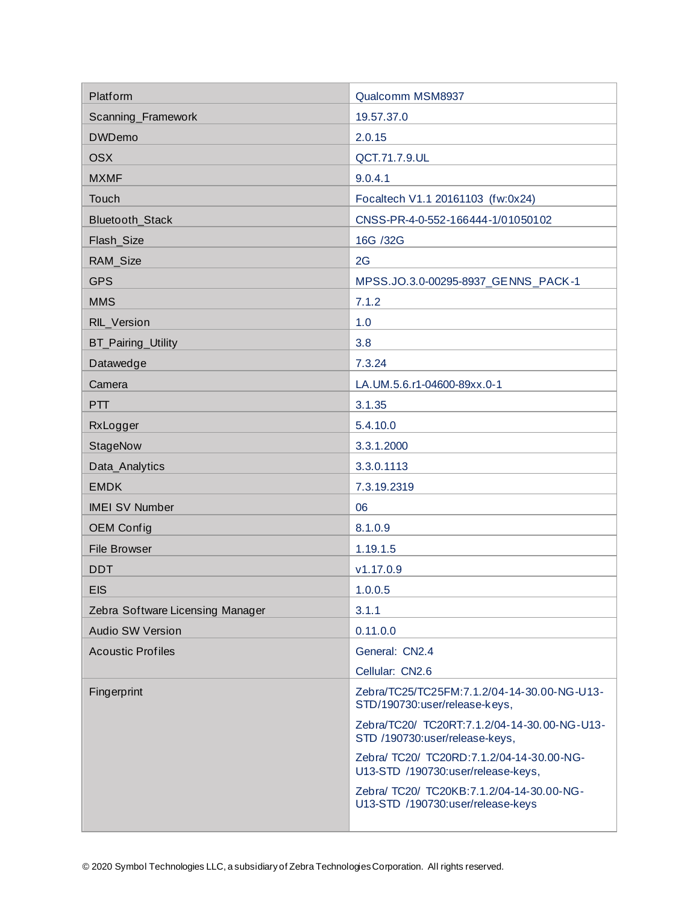| | |
|---|---|
| Platform | Qualcomm MSM8937 |
| Scanning_Framework | 19.57.37.0 |
| DWDemo | 2.0.15 |
| OSX | QCT.71.7.9.UL |
| MXMF | 9.0.4.1 |
| Touch | Focaltech V1.1 20161103 (fw:0x24) |
| Bluetooth_Stack | CNSS-PR-4-0-552-166444-1/01050102 |
| Flash_Size | 16G /32G |
| RAM_Size | 2G |
| GPS | MPSS.JO.3.0-00295-8937_GENNS_PACK-1 |
| MMS | 7.1.2 |
| RIL_Version | 1.0 |
| BT_Pairing_Utility | 3.8 |
| Datawedge | 7.3.24 |
| Camera | LA.UM.5.6.r1-04600-89xx.0-1 |
| PTT | 3.1.35 |
| RxLogger | 5.4.10.0 |
| StageNow | 3.3.1.2000 |
| Data_Analytics | 3.3.0.1113 |
| EMDK | 7.3.19.2319 |
| IMEI SV Number | 06 |
| OEM Config | 8.1.0.9 |
| File Browser | 1.19.1.5 |
| DDT | v1.17.0.9 |
| EIS | 1.0.0.5 |
| Zebra Software Licensing Manager | 3.1.1 |
| Audio SW Version | 0.11.0.0 |
| Acoustic Profiles | General: CN2.4<br>Cellular: CN2.6 |
| Fingerprint | Zebra/TC25/TC25FM:7.1.2/04-14-30.00-NG-U13-STD/190730:user/release-keys,<br>Zebra/TC20/ TC20RT:7.1.2/04-14-30.00-NG-U13-STD /190730:user/release-keys,<br>Zebra/ TC20/ TC20RD:7.1.2/04-14-30.00-NG-U13-STD /190730:user/release-keys,<br>Zebra/ TC20/ TC20KB:7.1.2/04-14-30.00-NG-U13-STD /190730:user/release-keys |

© 2020 Symbol Technologies LLC, a subsidiary of Zebra Technologies Corporation. All rights reserved.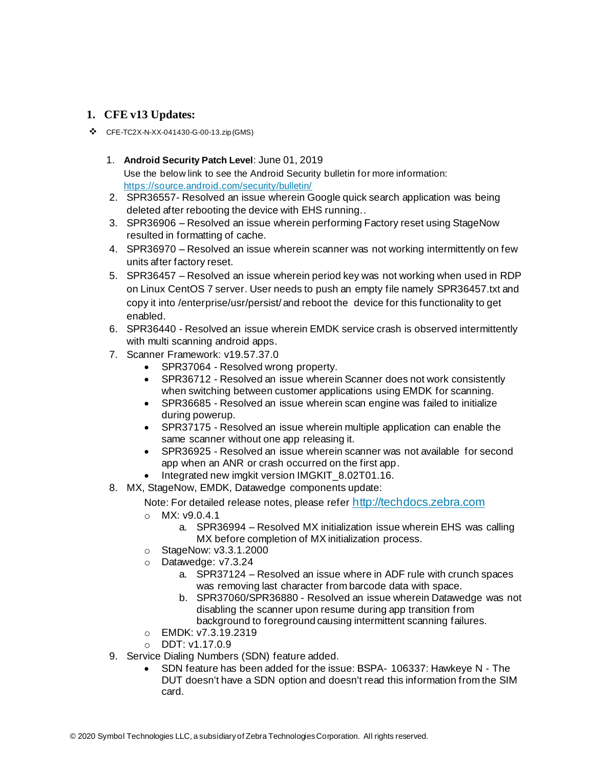## 1. CFE v13 Updates:

❖ CFE-TC2X-N-XX-041430-G-00-13.zip (GMS)

1. **Android Security Patch Level**: June 01, 2019
   Use the below link to see the Android Security bulletin for more information: https://source.android.com/security/bulletin/
2. SPR36557- Resolved an issue wherein Google quick search application was being deleted after rebooting the device with EHS running..
3. SPR36906 – Resolved an issue wherein performing Factory reset using StageNow resulted in formatting of cache.
4. SPR36970 – Resolved an issue wherein scanner was not working intermittently on few units after factory reset.
5. SPR36457 – Resolved an issue wherein period key was not working when used in RDP on Linux CentOS 7 server. User needs to push an empty file namely SPR36457.txt and copy it into /enterprise/usr/persist/ and reboot the device for this functionality to get enabled.
6. SPR36440 - Resolved an issue wherein EMDK service crash is observed intermittently with multi scanning android apps.
7. Scanner Framework: v19.57.37.0
   - SPR37064 - Resolved wrong property.
   - SPR36712 - Resolved an issue wherein Scanner does not work consistently when switching between customer applications using EMDK for scanning.
   - SPR36685 - Resolved an issue wherein scan engine was failed to initialize during powerup.
   - SPR37175 - Resolved an issue wherein multiple application can enable the same scanner without one app releasing it.
   - SPR36925 - Resolved an issue wherein scanner was not available for second app when an ANR or crash occurred on the first app.
   - Integrated new imgkit version IMGKIT_8.02T01.16.
8. MX, StageNow, EMDK, Datawedge components update:

   Note: For detailed release notes, please refer http://techdocs.zebra.com
   - MX: v9.0.4.1
     a. SPR36994 – Resolved MX initialization issue wherein EHS was calling MX before completion of MX initialization process.
   - StageNow: v3.3.1.2000
   - Datawedge: v7.3.24
     a. SPR37124 – Resolved an issue where in ADF rule with crunch spaces was removing last character from barcode data with space.
     b. SPR37060/SPR36880 - Resolved an issue wherein Datawedge was not disabling the scanner upon resume during app transition from background to foreground causing intermittent scanning failures.
   - EMDK: v7.3.19.2319
   - DDT: v1.17.0.9
9. Service Dialing Numbers (SDN) feature added.
   - SDN feature has been added for the issue: BSPA- 106337: Hawkeye N - The DUT doesn't have a SDN option and doesn't read this information from the SIM card.

© 2020 Symbol Technologies LLC, a subsidiary of Zebra Technologies Corporation. All rights reserved.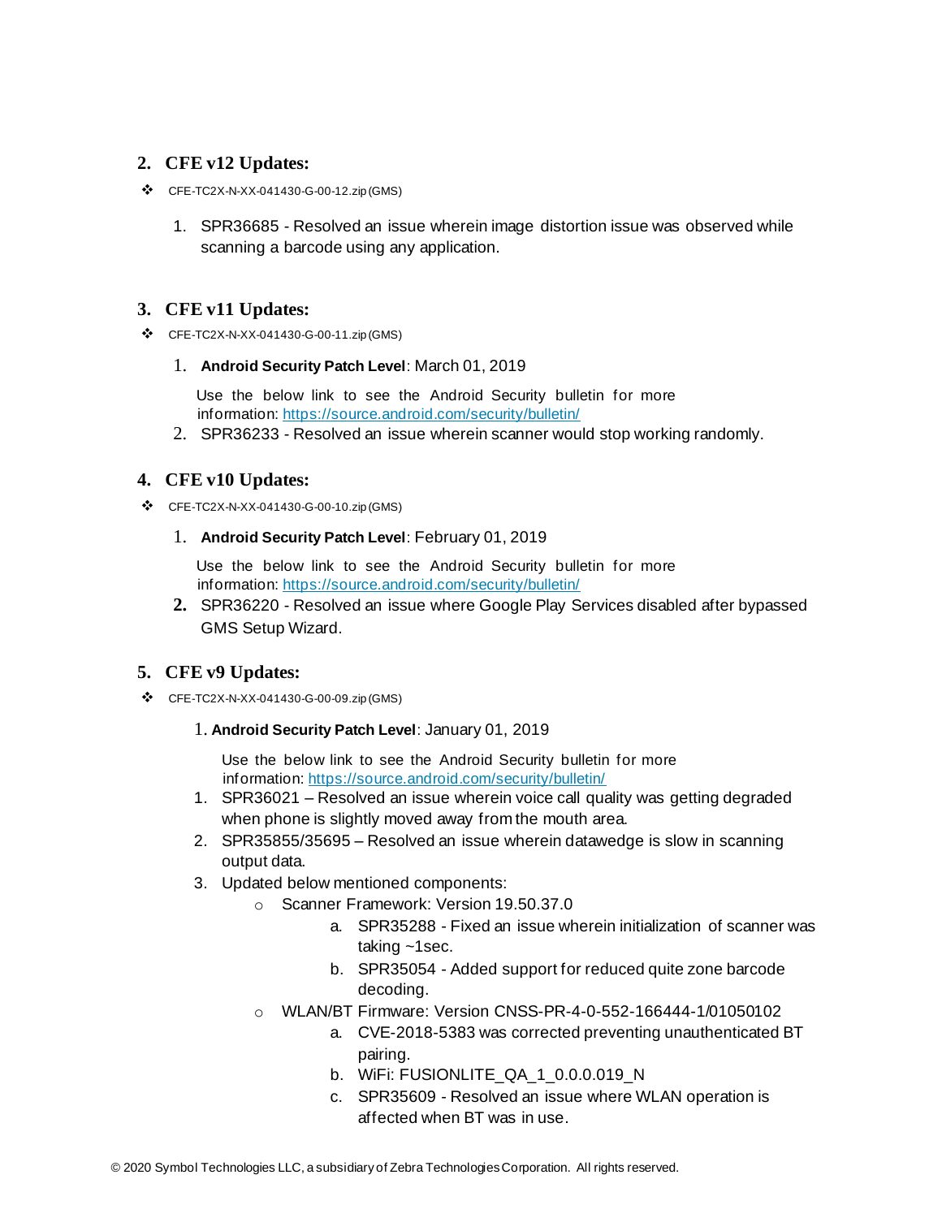## 2. CFE v12 Updates:

- CFE-TC2X-N-XX-041430-G-00-12.zip (GMS)

    1. SPR36685 - Resolved an issue wherein image distortion issue was observed while scanning a barcode using any application.

## 3. CFE v11 Updates:

- CFE-TC2X-N-XX-041430-G-00-11.zip (GMS)

    1. **Android Security Patch Level**: March 01, 2019

       Use the below link to see the Android Security bulletin for more information: https://source.android.com/security/bulletin/
    2. SPR36233 - Resolved an issue wherein scanner would stop working randomly.

## 4. CFE v10 Updates:

- CFE-TC2X-N-XX-041430-G-00-10.zip (GMS)

    1. **Android Security Patch Level**: February 01, 2019

       Use the below link to see the Android Security bulletin for more information: https://source.android.com/security/bulletin/
    2. SPR36220 - Resolved an issue where Google Play Services disabled after bypassed GMS Setup Wizard.

## 5. CFE v9 Updates:

- CFE-TC2X-N-XX-041430-G-00-09.zip (GMS)

    1. **Android Security Patch Level**: January 01, 2019

       Use the below link to see the Android Security bulletin for more information: https://source.android.com/security/bulletin/
    1. SPR36021 – Resolved an issue wherein voice call quality was getting degraded when phone is slightly moved away from the mouth area.
    2. SPR35855/35695 – Resolved an issue wherein datawedge is slow in scanning output data.
    3. Updated below mentioned components:
        - Scanner Framework: Version 19.50.37.0
            a. SPR35288 - Fixed an issue wherein initialization of scanner was taking ~1sec.
            b. SPR35054 - Added support for reduced quite zone barcode decoding.
        - WLAN/BT Firmware: Version CNSS-PR-4-0-552-166444-1/01050102
            a. CVE-2018-5383 was corrected preventing unauthenticated BT pairing.
            b. WiFi: FUSIONLITE_QA_1_0.0.0.019_N
            c. SPR35609 - Resolved an issue where WLAN operation is affected when BT was in use.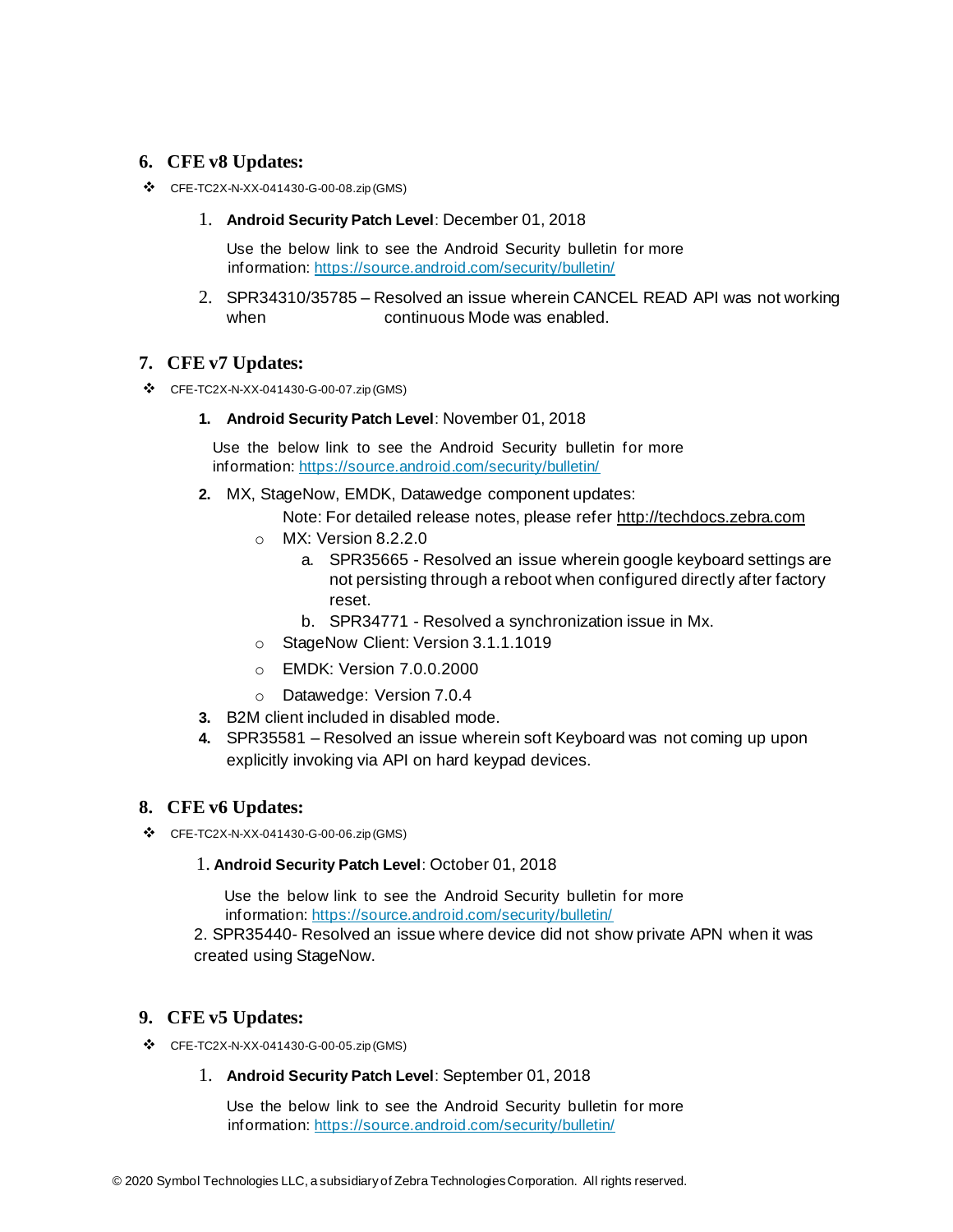## 6. CFE v8 Updates:

- CFE-TC2X-N-XX-041430-G-00-08.zip (GMS)

1. **Android Security Patch Level**: December 01, 2018

   Use the below link to see the Android Security bulletin for more information: https://source.android.com/security/bulletin/

2. SPR34310/35785 – Resolved an issue wherein CANCEL READ API was not working when continuous Mode was enabled.

## 7. CFE v7 Updates:

- CFE-TC2X-N-XX-041430-G-00-07.zip (GMS)

1. **Android Security Patch Level**: November 01, 2018

   Use the below link to see the Android Security bulletin for more information: https://source.android.com/security/bulletin/

2. MX, StageNow, EMDK, Datawedge component updates:

   Note: For detailed release notes, please refer http://techdocs.zebra.com

   - MX: Version 8.2.2.0
     a. SPR35665 - Resolved an issue wherein google keyboard settings are not persisting through a reboot when configured directly after factory reset.
     b. SPR34771 - Resolved a synchronization issue in Mx.
   - StageNow Client: Version 3.1.1.1019
   - EMDK: Version 7.0.0.2000
   - Datawedge: Version 7.0.4

3. B2M client included in disabled mode.
4. SPR35581 – Resolved an issue wherein soft Keyboard was not coming up upon explicitly invoking via API on hard keypad devices.

## 8. CFE v6 Updates:

- CFE-TC2X-N-XX-041430-G-00-06.zip (GMS)

1. **Android Security Patch Level**: October 01, 2018

   Use the below link to see the Android Security bulletin for more information: https://source.android.com/security/bulletin/

2. SPR35440- Resolved an issue where device did not show private APN when it was created using StageNow.

## 9. CFE v5 Updates:

- CFE-TC2X-N-XX-041430-G-00-05.zip (GMS)

1. **Android Security Patch Level**: September 01, 2018

   Use the below link to see the Android Security bulletin for more information: https://source.android.com/security/bulletin/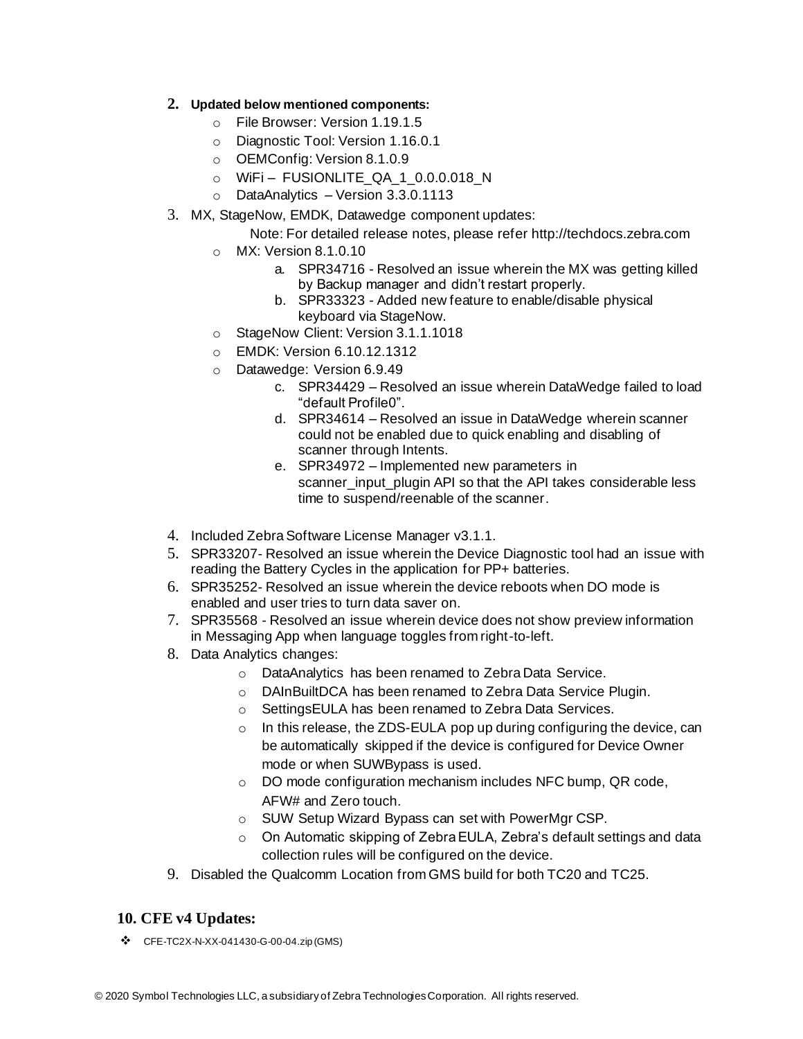2. **Updated below mentioned components:**
    - File Browser: Version 1.19.1.5
    - Diagnostic Tool: Version 1.16.0.1
    - OEMConfig: Version 8.1.0.9
    - WiFi – FUSIONLITE_QA_1_0.0.0.018_N
    - DataAnalytics – Version 3.3.0.1113
3. MX, StageNow, EMDK, Datawedge component updates:

    Note: For detailed release notes, please refer http://techdocs.zebra.com

    - MX: Version 8.1.0.10
        a. SPR34716 - Resolved an issue wherein the MX was getting killed by Backup manager and didn't restart properly.
        b. SPR33323 - Added new feature to enable/disable physical keyboard via StageNow.
    - StageNow Client: Version 3.1.1.1018
    - EMDK: Version 6.10.12.1312
    - Datawedge: Version 6.9.49
        c. SPR34429 – Resolved an issue wherein DataWedge failed to load "default Profile0".
        d. SPR34614 – Resolved an issue in DataWedge wherein scanner could not be enabled due to quick enabling and disabling of scanner through Intents.
        e. SPR34972 – Implemented new parameters in scanner_input_plugin API so that the API takes considerable less time to suspend/reenable of the scanner.
4. Included Zebra Software License Manager v3.1.1.
5. SPR33207- Resolved an issue wherein the Device Diagnostic tool had an issue with reading the Battery Cycles in the application for PP+ batteries.
6. SPR35252- Resolved an issue wherein the device reboots when DO mode is enabled and user tries to turn data saver on.
7. SPR35568 - Resolved an issue wherein device does not show preview information in Messaging App when language toggles from right-to-left.
8. Data Analytics changes:
    - DataAnalytics has been renamed to Zebra Data Service.
    - DAInBuiltDCA has been renamed to Zebra Data Service Plugin.
    - SettingsEULA has been renamed to Zebra Data Services.
    - In this release, the ZDS-EULA pop up during configuring the device, can be automatically skipped if the device is configured for Device Owner mode or when SUWBypass is used.
    - DO mode configuration mechanism includes NFC bump, QR code, AFW# and Zero touch.
    - SUW Setup Wizard Bypass can set with PowerMgr CSP.
    - On Automatic skipping of Zebra EULA, Zebra's default settings and data collection rules will be configured on the device.
9. Disabled the Qualcomm Location from GMS build for both TC20 and TC25.

## 10. CFE v4 Updates:

- CFE-TC2X-N-XX-041430-G-00-04.zip (GMS)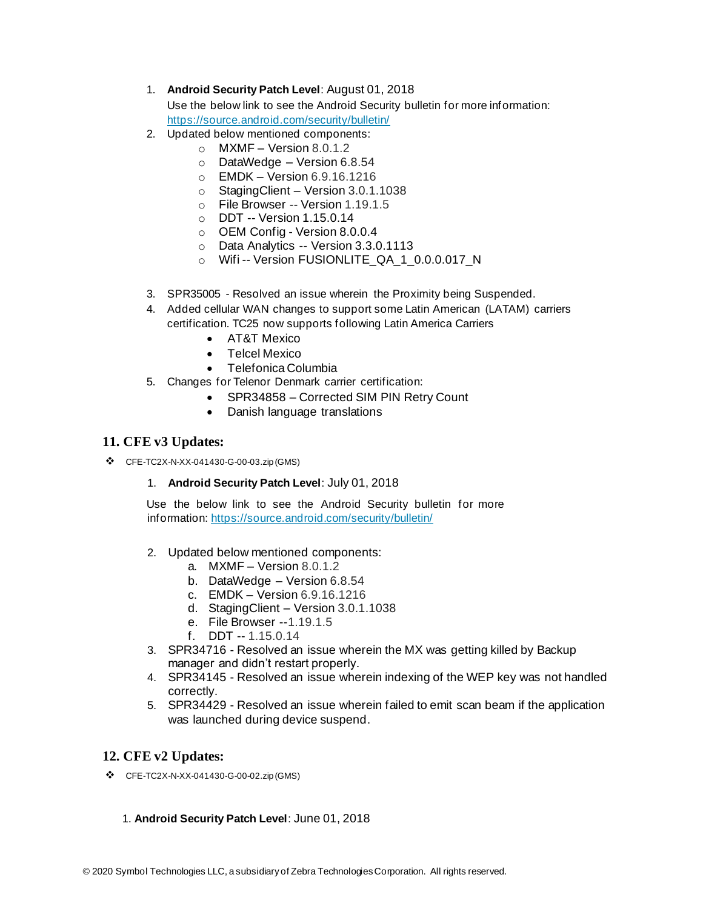1. **Android Security Patch Level**: August 01, 2018
   Use the below link to see the Android Security bulletin for more information: [https://source.android.com/security/bulletin/](https://source.android.com/security/bulletin/)
2. Updated below mentioned components:
   - MXMF – Version 8.0.1.2
   - DataWedge – Version 6.8.54
   - EMDK – Version 6.9.16.1216
   - StagingClient – Version 3.0.1.1038
   - File Browser -- Version 1.19.1.5
   - DDT -- Version 1.15.0.14
   - OEM Config - Version 8.0.0.4
   - Data Analytics -- Version 3.3.0.1113
   - Wifi -- Version FUSIONLITE_QA_1_0.0.0.017_N

3. SPR35005 - Resolved an issue wherein the Proximity being Suspended.
4. Added cellular WAN changes to support some Latin American (LATAM) carriers certification. TC25 now supports following Latin America Carriers
   - AT&T Mexico
   - Telcel Mexico
   - Telefonica Columbia
5. Changes for Telenor Denmark carrier certification:
   - SPR34858 – Corrected SIM PIN Retry Count
   - Danish language translations

## 11. CFE v3 Updates:

- CFE-TC2X-N-XX-041430-G-00-03.zip (GMS)

1. **Android Security Patch Level**: July 01, 2018

   Use the below link to see the Android Security bulletin for more information: [https://source.android.com/security/bulletin/](https://source.android.com/security/bulletin/)

2. Updated below mentioned components:
   a. MXMF – Version 8.0.1.2
   b. DataWedge – Version 6.8.54
   c. EMDK – Version 6.9.16.1216
   d. StagingClient – Version 3.0.1.1038
   e. File Browser --1.19.1.5
   f. DDT -- 1.15.0.14
3. SPR34716 - Resolved an issue wherein the MX was getting killed by Backup manager and didn't restart properly.
4. SPR34145 - Resolved an issue wherein indexing of the WEP key was not handled correctly.
5. SPR34429 - Resolved an issue wherein failed to emit scan beam if the application was launched during device suspend.

## 12. CFE v2 Updates:

- CFE-TC2X-N-XX-041430-G-00-02.zip (GMS)

1. **Android Security Patch Level**: June 01, 2018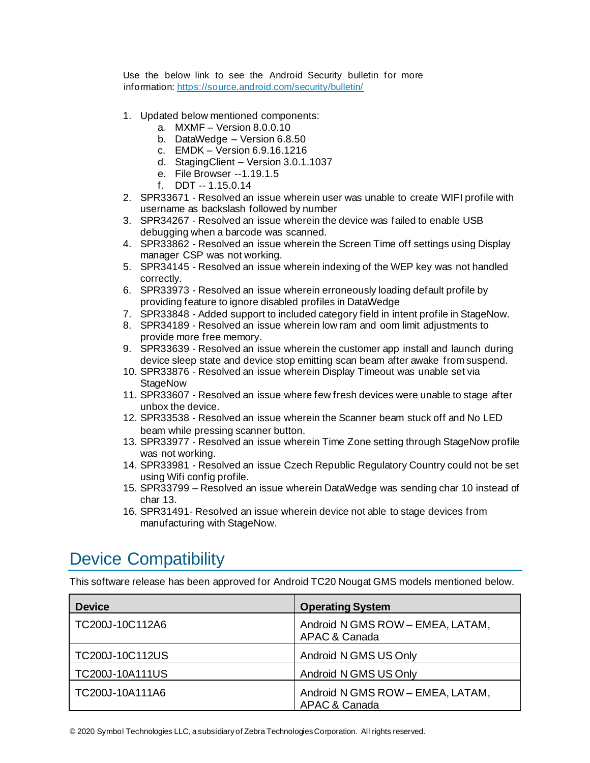Use the below link to see the Android Security bulletin for more information: https://source.android.com/security/bulletin/

1. Updated below mentioned components:
   a. MXMF – Version 8.0.0.10
   b. DataWedge – Version 6.8.50
   c. EMDK – Version 6.9.16.1216
   d. StagingClient – Version 3.0.1.1037
   e. File Browser --1.19.1.5
   f. DDT -- 1.15.0.14
2. SPR33671 - Resolved an issue wherein user was unable to create WIFI profile with username as backslash followed by number
3. SPR34267 - Resolved an issue wherein the device was failed to enable USB debugging when a barcode was scanned.
4. SPR33862 - Resolved an issue wherein the Screen Time off settings using Display manager CSP was not working.
5. SPR34145 - Resolved an issue wherein indexing of the WEP key was not handled correctly.
6. SPR33973 - Resolved an issue wherein erroneously loading default profile by providing feature to ignore disabled profiles in DataWedge
7. SPR33848 - Added support to included category field in intent profile in StageNow.
8. SPR34189 - Resolved an issue wherein low ram and oom limit adjustments to provide more free memory.
9. SPR33639 - Resolved an issue wherein the customer app install and launch during device sleep state and device stop emitting scan beam after awake from suspend.
10. SPR33876 - Resolved an issue wherein Display Timeout was unable set via StageNow
11. SPR33607 - Resolved an issue where few fresh devices were unable to stage after unbox the device.
12. SPR33538 - Resolved an issue wherein the Scanner beam stuck off and No LED beam while pressing scanner button.
13. SPR33977 - Resolved an issue wherein Time Zone setting through StageNow profile was not working.
14. SPR33981 - Resolved an issue Czech Republic Regulatory Country could not be set using Wifi config profile.
15. SPR33799 – Resolved an issue wherein DataWedge was sending char 10 instead of char 13.
16. SPR31491- Resolved an issue wherein device not able to stage devices from manufacturing with StageNow.

## Device Compatibility

This software release has been approved for Android TC20 Nougat GMS models mentioned below.

| Device | Operating System |
|---|---|
| TC200J-10C112A6 | Android N GMS ROW – EMEA, LATAM, APAC & Canada |
| TC200J-10C112US | Android N GMS US Only |
| TC200J-10A111US | Android N GMS US Only |
| TC200J-10A111A6 | Android N GMS ROW – EMEA, LATAM, APAC & Canada |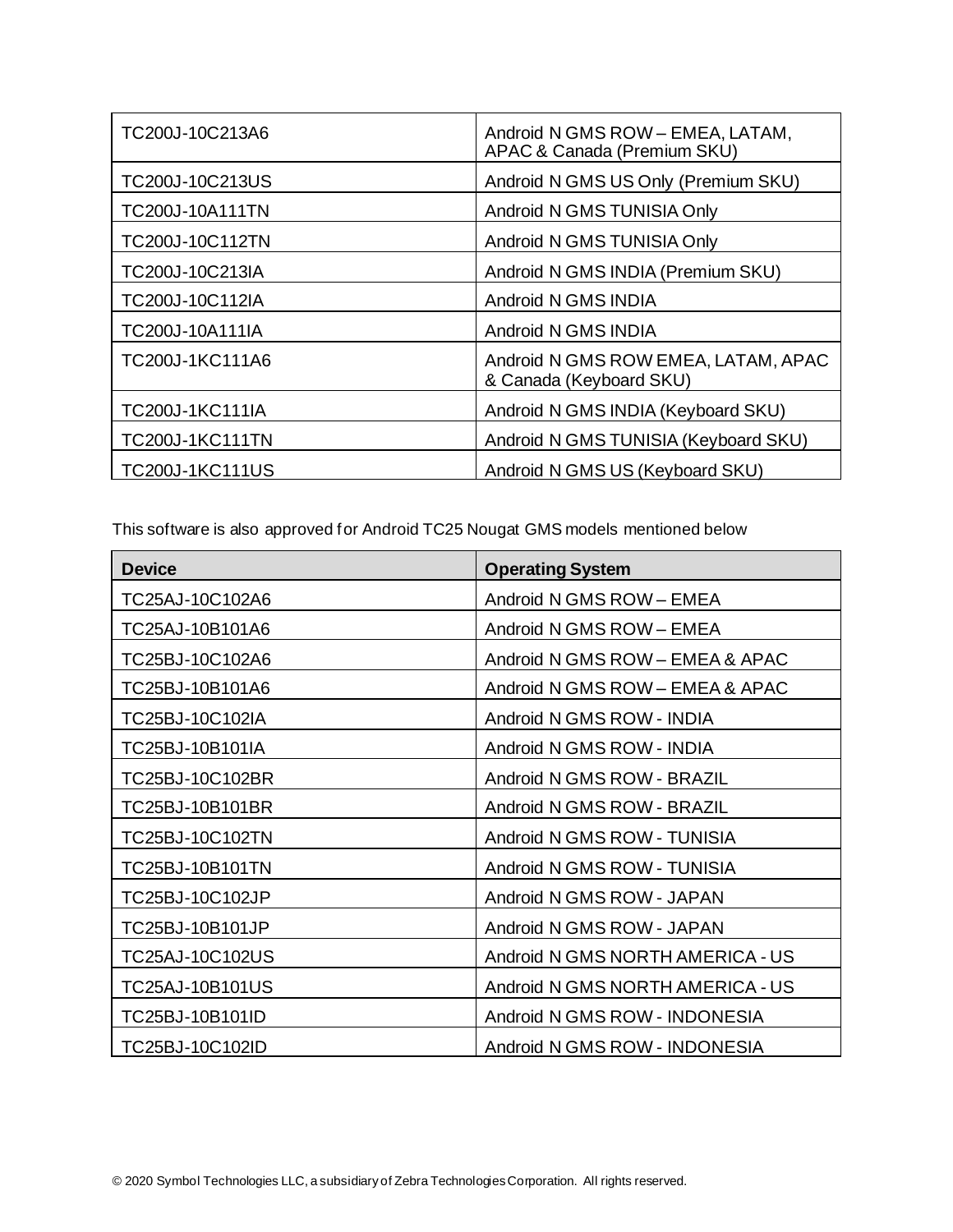| | |
|---|---|
| TC200J-10C213A6 | Android N GMS ROW – EMEA, LATAM, APAC & Canada (Premium SKU) |
| TC200J-10C213US | Android N GMS US Only (Premium SKU) |
| TC200J-10A111TN | Android N GMS TUNISIA Only |
| TC200J-10C112TN | Android N GMS TUNISIA Only |
| TC200J-10C213IA | Android N GMS INDIA (Premium SKU) |
| TC200J-10C112IA | Android N GMS INDIA |
| TC200J-10A111IA | Android N GMS INDIA |
| TC200J-1KC111A6 | Android N GMS ROW EMEA, LATAM, APAC & Canada (Keyboard SKU) |
| TC200J-1KC111IA | Android N GMS INDIA (Keyboard SKU) |
| TC200J-1KC111TN | Android N GMS TUNISIA (Keyboard SKU) |
| TC200J-1KC111US | Android N GMS US (Keyboard SKU) |

This software is also approved for Android TC25 Nougat GMS models mentioned below

| Device | Operating System |
|---|---|
| TC25AJ-10C102A6 | Android N GMS ROW – EMEA |
| TC25AJ-10B101A6 | Android N GMS ROW – EMEA |
| TC25BJ-10C102A6 | Android N GMS ROW – EMEA & APAC |
| TC25BJ-10B101A6 | Android N GMS ROW – EMEA & APAC |
| TC25BJ-10C102IA | Android N GMS ROW - INDIA |
| TC25BJ-10B101IA | Android N GMS ROW - INDIA |
| TC25BJ-10C102BR | Android N GMS ROW - BRAZIL |
| TC25BJ-10B101BR | Android N GMS ROW - BRAZIL |
| TC25BJ-10C102TN | Android N GMS ROW - TUNISIA |
| TC25BJ-10B101TN | Android N GMS ROW - TUNISIA |
| TC25BJ-10C102JP | Android N GMS ROW - JAPAN |
| TC25BJ-10B101JP | Android N GMS ROW - JAPAN |
| TC25AJ-10C102US | Android N GMS NORTH AMERICA - US |
| TC25AJ-10B101US | Android N GMS NORTH AMERICA - US |
| TC25BJ-10B101ID | Android N GMS ROW - INDONESIA |
| TC25BJ-10C102ID | Android N GMS ROW - INDONESIA |

© 2020 Symbol Technologies LLC, a subsidiary of Zebra Technologies Corporation. All rights reserved.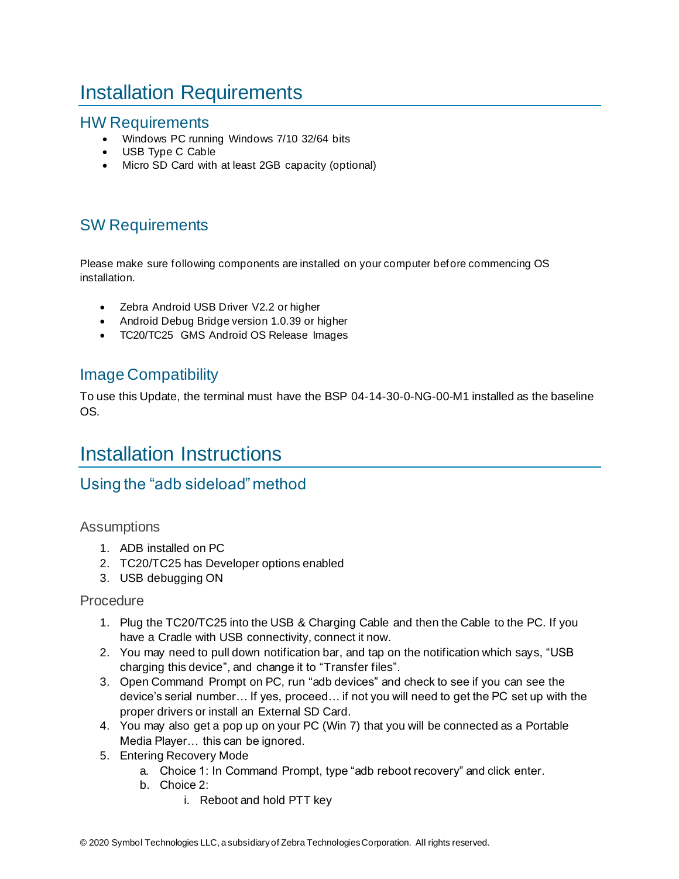# Installation Requirements

## HW Requirements

- Windows PC running Windows 7/10 32/64 bits
- USB Type C Cable
- Micro SD Card with at least 2GB capacity (optional)

## SW Requirements

Please make sure following components are installed on your computer before commencing OS installation.

- Zebra Android USB Driver V2.2 or higher
- Android Debug Bridge version 1.0.39 or higher
- TC20/TC25 GMS Android OS Release Images

## Image Compatibility

To use this Update, the terminal must have the BSP 04-14-30-0-NG-00-M1 installed as the baseline OS.

# Installation Instructions

## Using the "adb sideload" method

### Assumptions

1. ADB installed on PC
2. TC20/TC25 has Developer options enabled
3. USB debugging ON

### Procedure

1. Plug the TC20/TC25 into the USB & Charging Cable and then the Cable to the PC. If you have a Cradle with USB connectivity, connect it now.
2. You may need to pull down notification bar, and tap on the notification which says, "USB charging this device", and change it to "Transfer files".
3. Open Command Prompt on PC, run "adb devices" and check to see if you can see the device's serial number… If yes, proceed… if not you will need to get the PC set up with the proper drivers or install an External SD Card.
4. You may also get a pop up on your PC (Win 7) that you will be connected as a Portable Media Player… this can be ignored.
5. Entering Recovery Mode
    a. Choice 1: In Command Prompt, type "adb reboot recovery" and click enter.
    b. Choice 2:
        i. Reboot and hold PTT key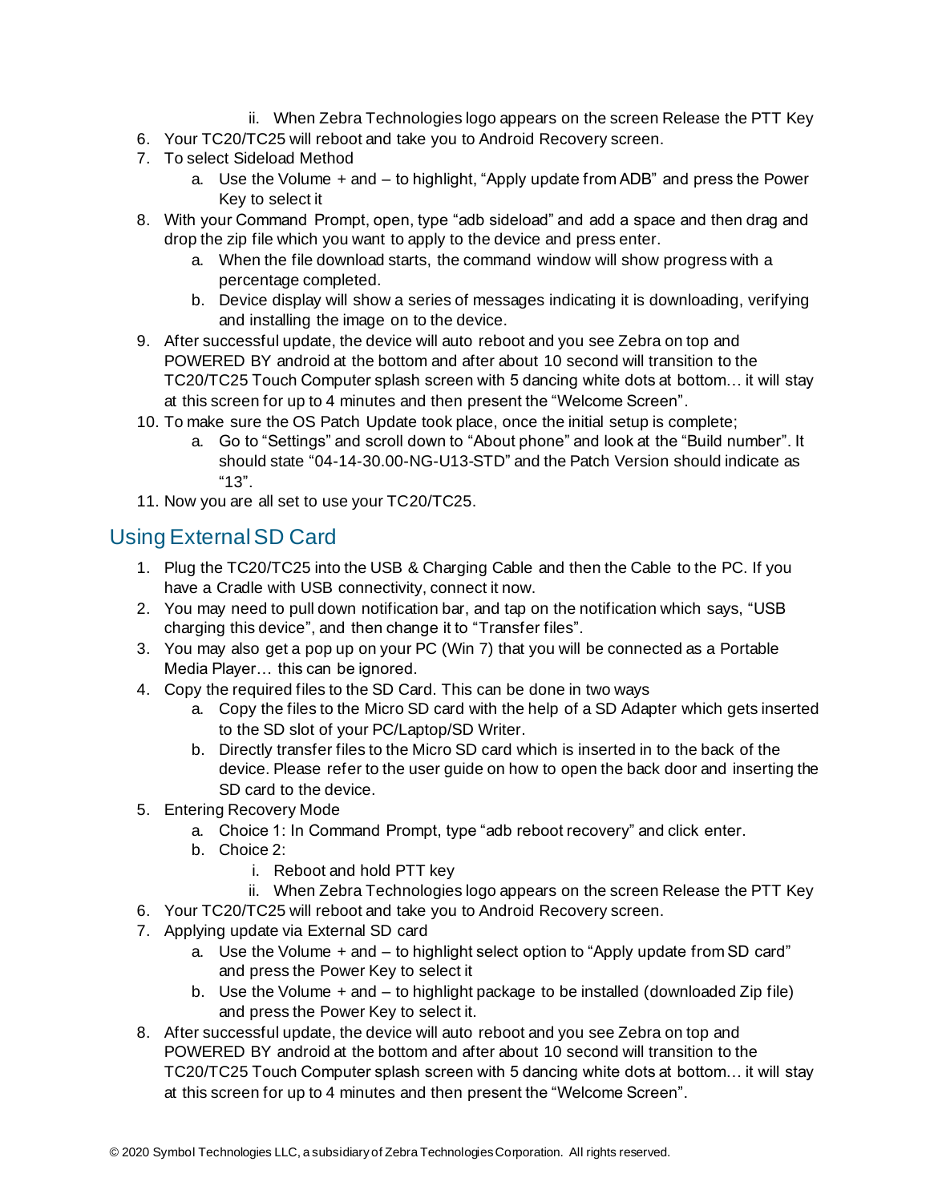ii. When Zebra Technologies logo appears on the screen Release the PTT Key

6. Your TC20/TC25 will reboot and take you to Android Recovery screen.
7. To select Sideload Method
    a. Use the Volume + and – to highlight, "Apply update from ADB" and press the Power Key to select it
8. With your Command Prompt, open, type "adb sideload" and add a space and then drag and drop the zip file which you want to apply to the device and press enter.
    a. When the file download starts, the command window will show progress with a percentage completed.
    b. Device display will show a series of messages indicating it is downloading, verifying and installing the image on to the device.
9. After successful update, the device will auto reboot and you see Zebra on top and POWERED BY android at the bottom and after about 10 second will transition to the TC20/TC25 Touch Computer splash screen with 5 dancing white dots at bottom… it will stay at this screen for up to 4 minutes and then present the "Welcome Screen".
10. To make sure the OS Patch Update took place, once the initial setup is complete;
    a. Go to "Settings" and scroll down to "About phone" and look at the "Build number". It should state "04-14-30.00-NG-U13-STD" and the Patch Version should indicate as "13".
11. Now you are all set to use your TC20/TC25.

## Using External SD Card

1. Plug the TC20/TC25 into the USB & Charging Cable and then the Cable to the PC. If you have a Cradle with USB connectivity, connect it now.
2. You may need to pull down notification bar, and tap on the notification which says, "USB charging this device", and then change it to "Transfer files".
3. You may also get a pop up on your PC (Win 7) that you will be connected as a Portable Media Player… this can be ignored.
4. Copy the required files to the SD Card. This can be done in two ways
    a. Copy the files to the Micro SD card with the help of a SD Adapter which gets inserted to the SD slot of your PC/Laptop/SD Writer.
    b. Directly transfer files to the Micro SD card which is inserted in to the back of the device. Please refer to the user guide on how to open the back door and inserting the SD card to the device.
5. Entering Recovery Mode
    a. Choice 1: In Command Prompt, type "adb reboot recovery" and click enter.
    b. Choice 2:
        i. Reboot and hold PTT key
        ii. When Zebra Technologies logo appears on the screen Release the PTT Key
6. Your TC20/TC25 will reboot and take you to Android Recovery screen.
7. Applying update via External SD card
    a. Use the Volume + and – to highlight select option to "Apply update from SD card" and press the Power Key to select it
    b. Use the Volume + and – to highlight package to be installed (downloaded Zip file) and press the Power Key to select it.
8. After successful update, the device will auto reboot and you see Zebra on top and POWERED BY android at the bottom and after about 10 second will transition to the TC20/TC25 Touch Computer splash screen with 5 dancing white dots at bottom… it will stay at this screen for up to 4 minutes and then present the "Welcome Screen".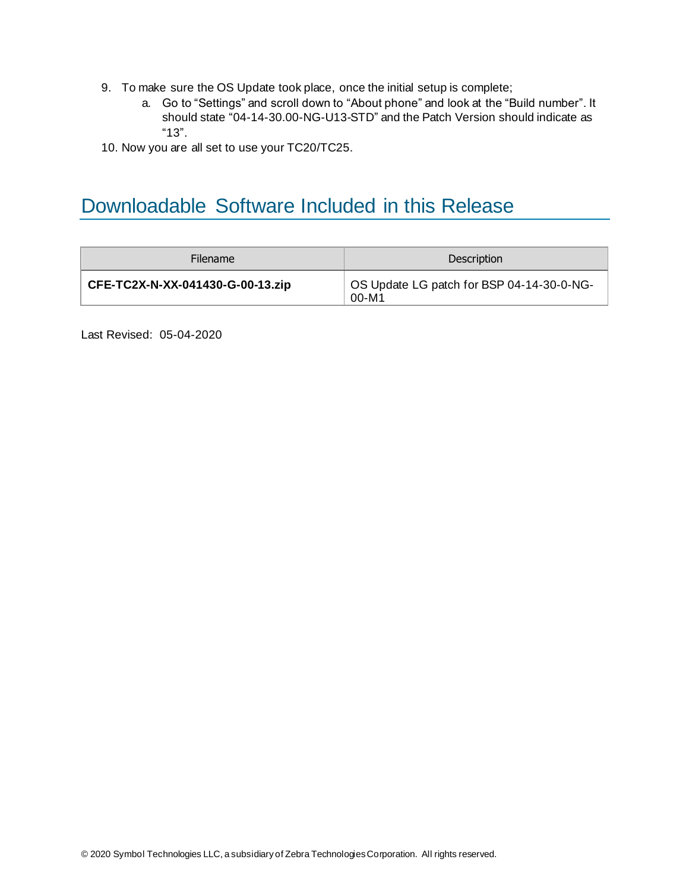9. To make sure the OS Update took place, once the initial setup is complete;
    a. Go to "Settings" and scroll down to "About phone" and look at the "Build number". It should state "04-14-30.00-NG-U13-STD" and the Patch Version should indicate as "13".
10. Now you are all set to use your TC20/TC25.

## Downloadable Software Included in this Release

| Filename | Description |
| --- | --- |
| **CFE-TC2X-N-XX-041430-G-00-13.zip** | OS Update LG patch for BSP 04-14-30-0-NG-00-M1 |

Last Revised: 05-04-2020